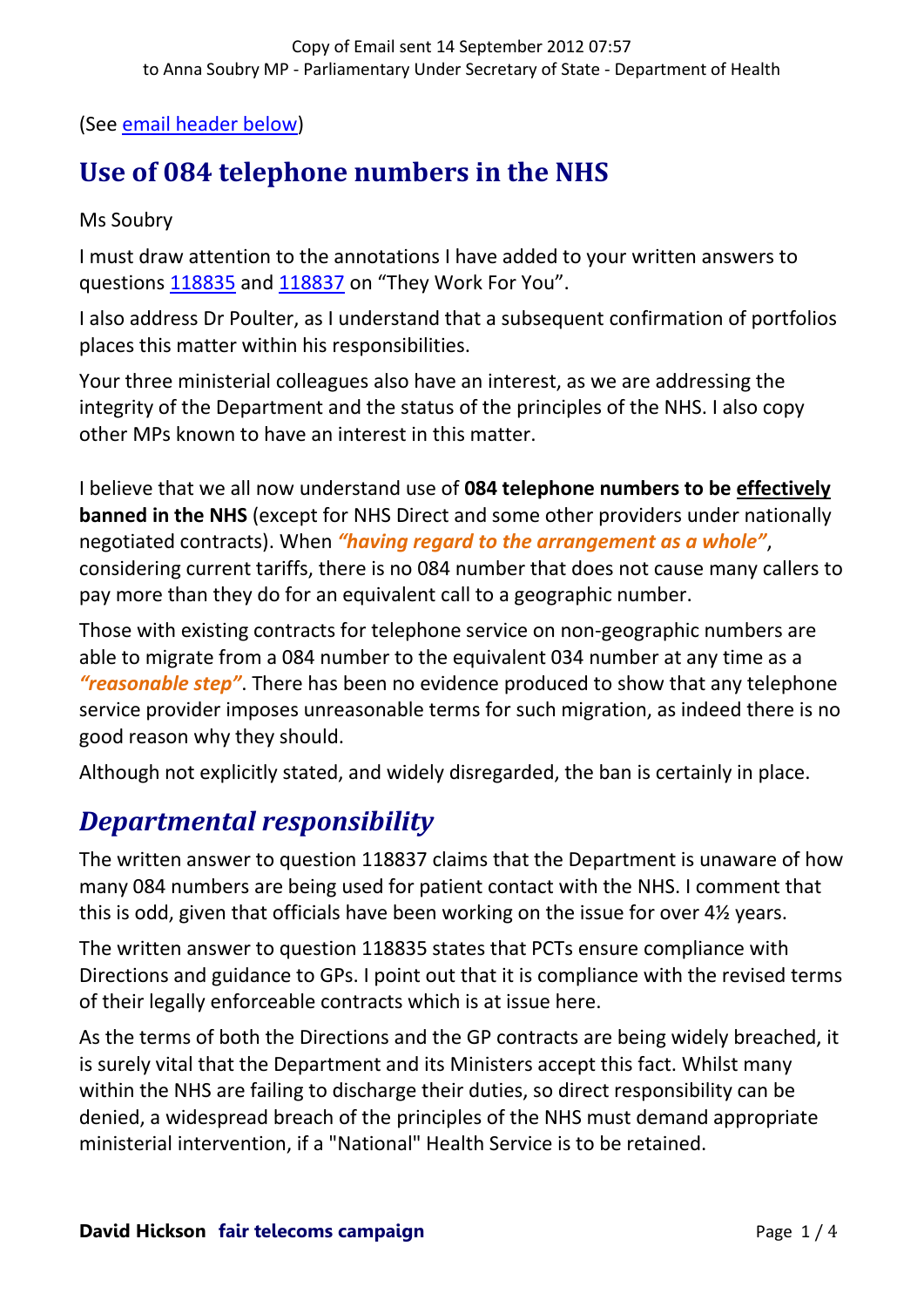Copy of Email sent 14 September 2012 07:57
to Anna Soubry MP - Parliamentary Under Secretary of State - Department of Health

(See email header below)

# Use of 084 telephone numbers in the NHS

Ms Soubry

I must draw attention to the annotations I have added to your written answers to questions 118835 and 118837 on "They Work For You".

I also address Dr Poulter, as I understand that a subsequent confirmation of portfolios places this matter within his responsibilities.

Your three ministerial colleagues also have an interest, as we are addressing the integrity of the Department and the status of the principles of the NHS. I also copy other MPs known to have an interest in this matter.

I believe that we all now understand use of **084 telephone numbers to be effectively banned in the NHS** (except for NHS Direct and some other providers under nationally negotiated contracts). When ***"having regard to the arrangement as a whole"***, considering current tariffs, there is no 084 number that does not cause many callers to pay more than they do for an equivalent call to a geographic number.

Those with existing contracts for telephone service on non-geographic numbers are able to migrate from a 084 number to the equivalent 034 number at any time as a ***"reasonable step"***. There has been no evidence produced to show that any telephone service provider imposes unreasonable terms for such migration, as indeed there is no good reason why they should.

Although not explicitly stated, and widely disregarded, the ban is certainly in place.

## *Departmental responsibility*

The written answer to question 118837 claims that the Department is unaware of how many 084 numbers are being used for patient contact with the NHS. I comment that this is odd, given that officials have been working on the issue for over 4½ years.

The written answer to question 118835 states that PCTs ensure compliance with Directions and guidance to GPs. I point out that it is compliance with the revised terms of their legally enforceable contracts which is at issue here.

As the terms of both the Directions and the GP contracts are being widely breached, it is surely vital that the Department and its Ministers accept this fact. Whilst many within the NHS are failing to discharge their duties, so direct responsibility can be denied, a widespread breach of the principles of the NHS must demand appropriate ministerial intervention, if a "National" Health Service is to be retained.

**David Hickson** **fair telecoms campaign**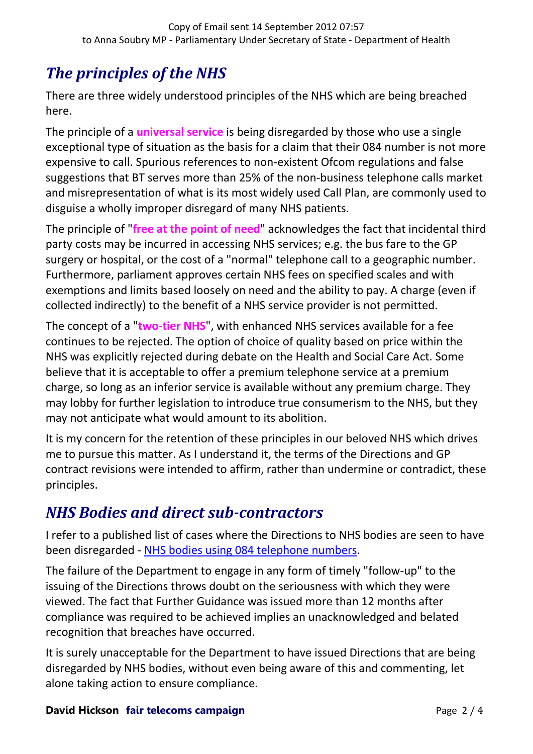## *The principles of the NHS*

There are three widely understood principles of the NHS which are being breached here.

The principle of a **universal service** is being disregarded by those who use a single exceptional type of situation as the basis for a claim that their 084 number is not more expensive to call. Spurious references to non-existent Ofcom regulations and false suggestions that BT serves more than 25% of the non-business telephone calls market and misrepresentation of what is its most widely used Call Plan, are commonly used to disguise a wholly improper disregard of many NHS patients.

The principle of "**free at the point of need**" acknowledges the fact that incidental third party costs may be incurred in accessing NHS services; e.g. the bus fare to the GP surgery or hospital, or the cost of a "normal" telephone call to a geographic number. Furthermore, parliament approves certain NHS fees on specified scales and with exemptions and limits based loosely on need and the ability to pay. A charge (even if collected indirectly) to the benefit of a NHS service provider is not permitted.

The concept of a "**two-tier NHS**", with enhanced NHS services available for a fee continues to be rejected. The option of choice of quality based on price within the NHS was explicitly rejected during debate on the Health and Social Care Act. Some believe that it is acceptable to offer a premium telephone service at a premium charge, so long as an inferior service is available without any premium charge. They may lobby for further legislation to introduce true consumerism to the NHS, but they may not anticipate what would amount to its abolition.

It is my concern for the retention of these principles in our beloved NHS which drives me to pursue this matter. As I understand it, the terms of the Directions and GP contract revisions were intended to affirm, rather than undermine or contradict, these principles.

## *NHS Bodies and direct sub-contractors*

I refer to a published list of cases where the Directions to NHS bodies are seen to have been disregarded - [NHS bodies using 084 telephone numbers](#).

The failure of the Department to engage in any form of timely "follow-up" to the issuing of the Directions throws doubt on the seriousness with which they were viewed. The fact that Further Guidance was issued more than 12 months after compliance was required to be achieved implies an unacknowledged and belated recognition that breaches have occurred.

It is surely unacceptable for the Department to have issued Directions that are being disregarded by NHS bodies, without even being aware of this and commenting, let alone taking action to ensure compliance.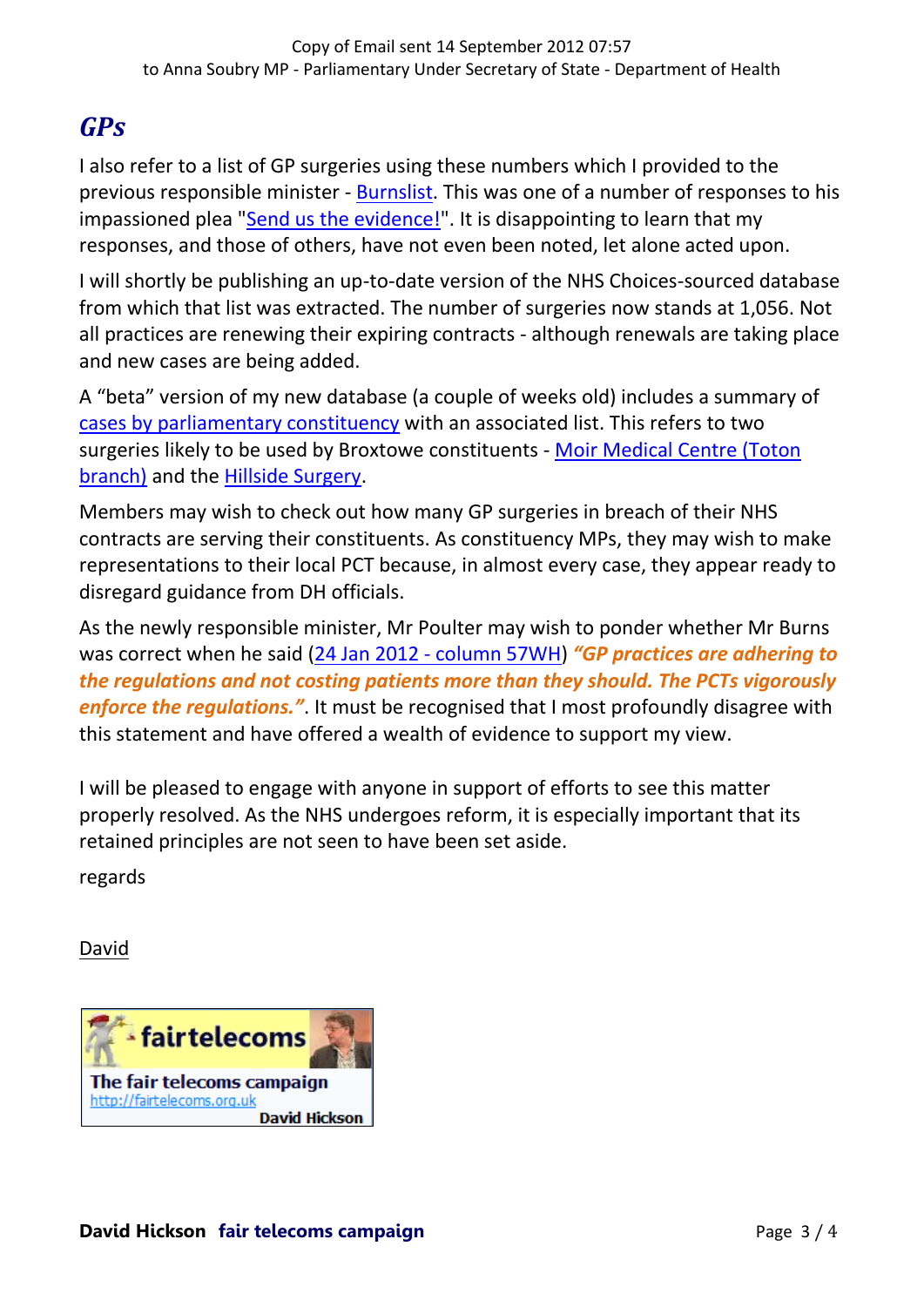Copy of Email sent 14 September 2012 07:57
to Anna Soubry MP - Parliamentary Under Secretary of State - Department of Health

## *GPs*

I also refer to a list of GP surgeries using these numbers which I provided to the previous responsible minister - Burnslist. This was one of a number of responses to his impassioned plea "Send us the evidence!". It is disappointing to learn that my responses, and those of others, have not even been noted, let alone acted upon.

I will shortly be publishing an up-to-date version of the NHS Choices-sourced database from which that list was extracted. The number of surgeries now stands at 1,056. Not all practices are renewing their expiring contracts - although renewals are taking place and new cases are being added.

A "beta" version of my new database (a couple of weeks old) includes a summary of cases by parliamentary constituency with an associated list. This refers to two surgeries likely to be used by Broxtowe constituents - Moir Medical Centre (Toton branch) and the Hillside Surgery.

Members may wish to check out how many GP surgeries in breach of their NHS contracts are serving their constituents. As constituency MPs, they may wish to make representations to their local PCT because, in almost every case, they appear ready to disregard guidance from DH officials.

As the newly responsible minister, Mr Poulter may wish to ponder whether Mr Burns was correct when he said (24 Jan 2012 - column 57WH) ***"GP practices are adhering to the regulations and not costing patients more than they should. The PCTs vigorously enforce the regulations."***. It must be recognised that I most profoundly disagree with this statement and have offered a wealth of evidence to support my view.

I will be pleased to engage with anyone in support of efforts to see this matter properly resolved. As the NHS undergoes reform, it is especially important that its retained principles are not seen to have been set aside.

regards

David

fairtelecoms
The fair telecoms campaign
http://fairtelecoms.org.uk
David Hickson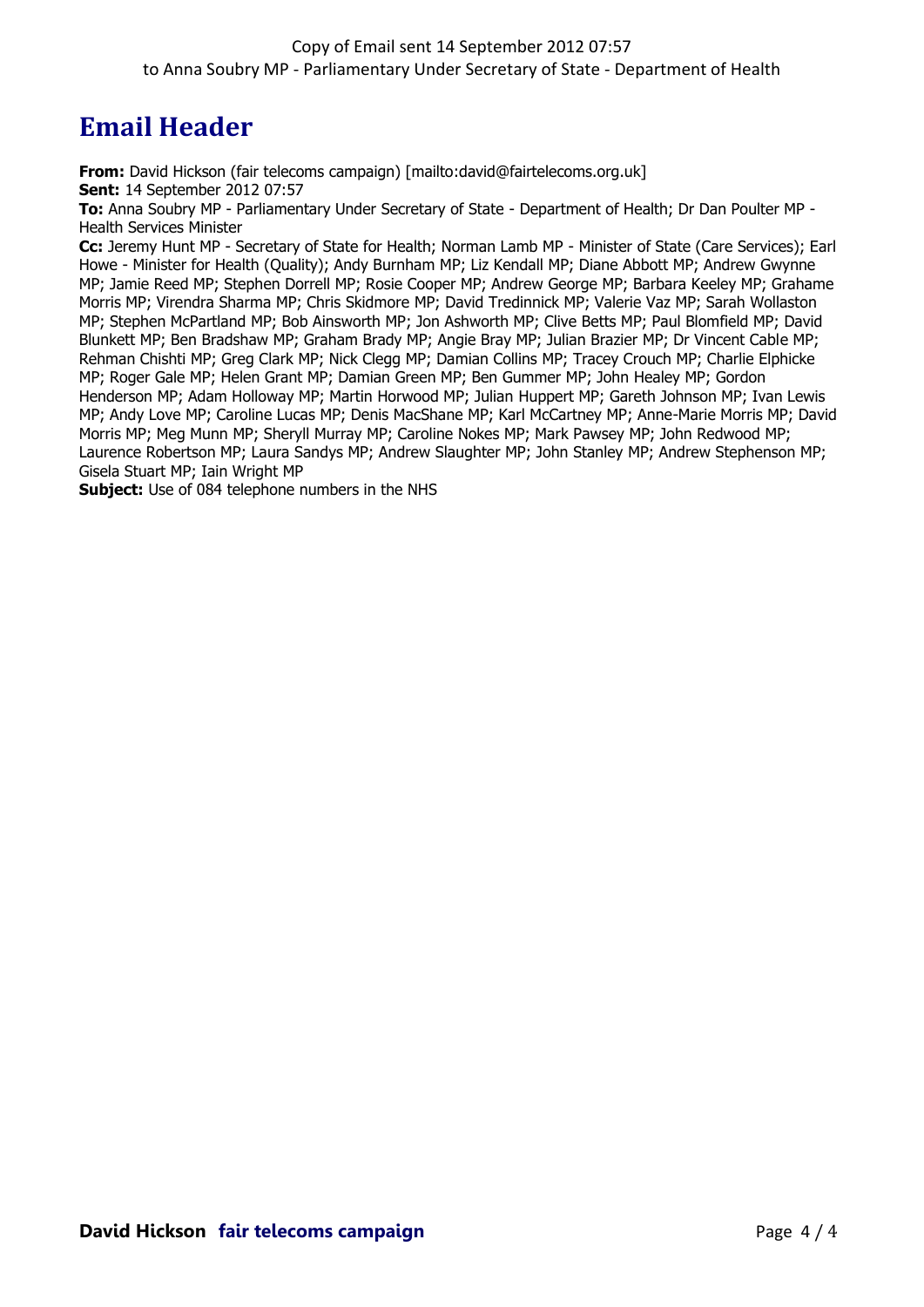## Email Header

**From:** David Hickson (fair telecoms campaign) [mailto:david@fairtelecoms.org.uk]
**Sent:** 14 September 2012 07:57
**To:** Anna Soubry MP - Parliamentary Under Secretary of State - Department of Health; Dr Dan Poulter MP - Health Services Minister
**Cc:** Jeremy Hunt MP - Secretary of State for Health; Norman Lamb MP - Minister of State (Care Services); Earl Howe - Minister for Health (Quality); Andy Burnham MP; Liz Kendall MP; Diane Abbott MP; Andrew Gwynne MP; Jamie Reed MP; Stephen Dorrell MP; Rosie Cooper MP; Andrew George MP; Barbara Keeley MP; Grahame Morris MP; Virendra Sharma MP; Chris Skidmore MP; David Tredinnick MP; Valerie Vaz MP; Sarah Wollaston MP; Stephen McPartland MP; Bob Ainsworth MP; Jon Ashworth MP; Clive Betts MP; Paul Blomfield MP; David Blunkett MP; Ben Bradshaw MP; Graham Brady MP; Angie Bray MP; Julian Brazier MP; Dr Vincent Cable MP; Rehman Chishti MP; Greg Clark MP; Nick Clegg MP; Damian Collins MP; Tracey Crouch MP; Charlie Elphicke MP; Roger Gale MP; Helen Grant MP; Damian Green MP; Ben Gummer MP; John Healey MP; Gordon Henderson MP; Adam Holloway MP; Martin Horwood MP; Julian Huppert MP; Gareth Johnson MP; Ivan Lewis MP; Andy Love MP; Caroline Lucas MP; Denis MacShane MP; Karl McCartney MP; Anne-Marie Morris MP; David Morris MP; Meg Munn MP; Sheryll Murray MP; Caroline Nokes MP; Mark Pawsey MP; John Redwood MP; Laurence Robertson MP; Laura Sandys MP; Andrew Slaughter MP; John Stanley MP; Andrew Stephenson MP; Gisela Stuart MP; Iain Wright MP
**Subject:** Use of 084 telephone numbers in the NHS